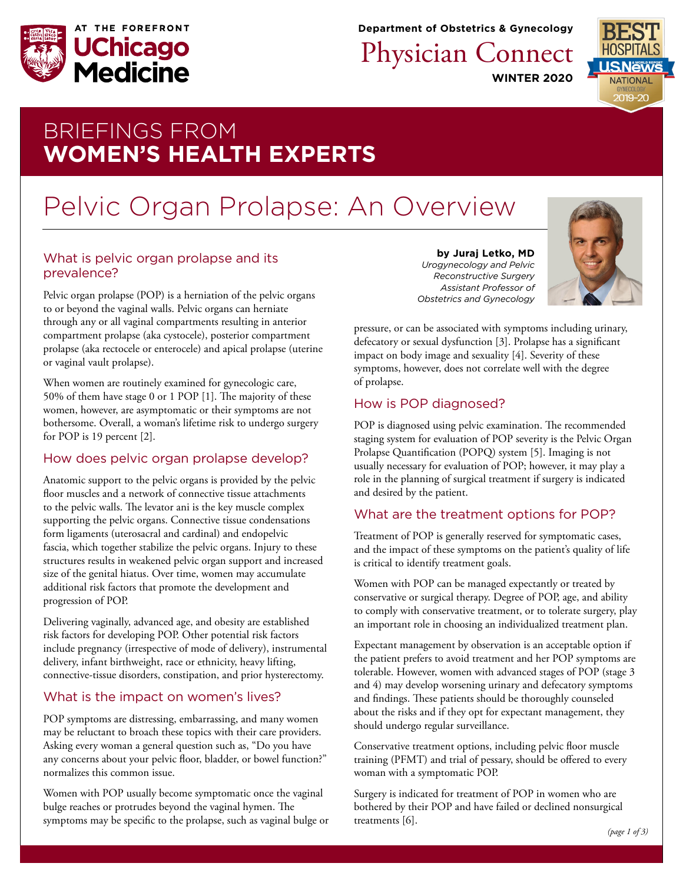AT THE FOREFRONT
**UChicago Medicine**

**Department of Obstetrics & Gynecology**

Physician Connect

**WINTER 2020**

# BRIEFINGS FROM **WOMEN'S HEALTH EXPERTS**

# Pelvic Organ Prolapse: An Overview

**by Juraj Letko, MD**
*Urogynecology and Pelvic Reconstructive Surgery*
*Assistant Professor of Obstetrics and Gynecology*

## What is pelvic organ prolapse and its prevalence?

Pelvic organ prolapse (POP) is a herniation of the pelvic organs to or beyond the vaginal walls. Pelvic organs can herniate through any or all vaginal compartments resulting in anterior compartment prolapse (aka cystocele), posterior compartment prolapse (aka rectocele or enterocele) and apical prolapse (uterine or vaginal vault prolapse).

When women are routinely examined for gynecologic care, 50% of them have stage 0 or 1 POP [1]. The majority of these women, however, are asymptomatic or their symptoms are not bothersome. Overall, a woman's lifetime risk to undergo surgery for POP is 19 percent [2].

## How does pelvic organ prolapse develop?

Anatomic support to the pelvic organs is provided by the pelvic floor muscles and a network of connective tissue attachments to the pelvic walls. The levator ani is the key muscle complex supporting the pelvic organs. Connective tissue condensations form ligaments (uterosacral and cardinal) and endopelvic fascia, which together stabilize the pelvic organs. Injury to these structures results in weakened pelvic organ support and increased size of the genital hiatus. Over time, women may accumulate additional risk factors that promote the development and progression of POP.

Delivering vaginally, advanced age, and obesity are established risk factors for developing POP. Other potential risk factors include pregnancy (irrespective of mode of delivery), instrumental delivery, infant birthweight, race or ethnicity, heavy lifting, connective-tissue disorders, constipation, and prior hysterectomy.

## What is the impact on women's lives?

POP symptoms are distressing, embarrassing, and many women may be reluctant to broach these topics with their care providers. Asking every woman a general question such as, "Do you have any concerns about your pelvic floor, bladder, or bowel function?" normalizes this common issue.

Women with POP usually become symptomatic once the vaginal bulge reaches or protrudes beyond the vaginal hymen. The symptoms may be specific to the prolapse, such as vaginal bulge or pressure, or can be associated with symptoms including urinary, defecatory or sexual dysfunction [3]. Prolapse has a significant impact on body image and sexuality [4]. Severity of these symptoms, however, does not correlate well with the degree of prolapse.

## How is POP diagnosed?

POP is diagnosed using pelvic examination. The recommended staging system for evaluation of POP severity is the Pelvic Organ Prolapse Quantification (POPQ) system [5]. Imaging is not usually necessary for evaluation of POP; however, it may play a role in the planning of surgical treatment if surgery is indicated and desired by the patient.

## What are the treatment options for POP?

Treatment of POP is generally reserved for symptomatic cases, and the impact of these symptoms on the patient's quality of life is critical to identify treatment goals.

Women with POP can be managed expectantly or treated by conservative or surgical therapy. Degree of POP, age, and ability to comply with conservative treatment, or to tolerate surgery, play an important role in choosing an individualized treatment plan.

Expectant management by observation is an acceptable option if the patient prefers to avoid treatment and her POP symptoms are tolerable. However, women with advanced stages of POP (stage 3 and 4) may develop worsening urinary and defecatory symptoms and findings. These patients should be thoroughly counseled about the risks and if they opt for expectant management, they should undergo regular surveillance.

Conservative treatment options, including pelvic floor muscle training (PFMT) and trial of pessary, should be offered to every woman with a symptomatic POP.

Surgery is indicated for treatment of POP in women who are bothered by their POP and have failed or declined nonsurgical treatments [6].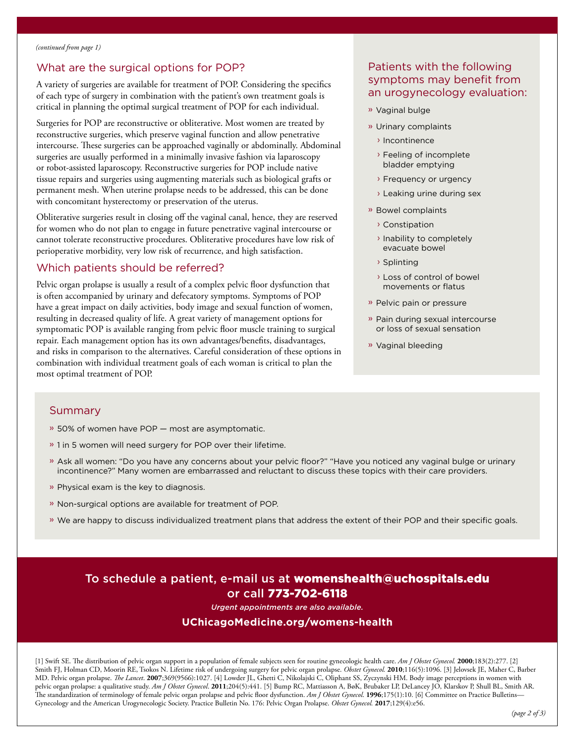*(continued from page 1)*

## What are the surgical options for POP?

A variety of surgeries are available for treatment of POP. Considering the specifics of each type of surgery in combination with the patient's own treatment goals is critical in planning the optimal surgical treatment of POP for each individual.

Surgeries for POP are reconstructive or obliterative. Most women are treated by reconstructive surgeries, which preserve vaginal function and allow penetrative intercourse. These surgeries can be approached vaginally or abdominally. Abdominal surgeries are usually performed in a minimally invasive fashion via laparoscopy or robot-assisted laparoscopy. Reconstructive surgeries for POP include native tissue repairs and surgeries using augmenting materials such as biological grafts or permanent mesh. When uterine prolapse needs to be addressed, this can be done with concomitant hysterectomy or preservation of the uterus.

Obliterative surgeries result in closing off the vaginal canal, hence, they are reserved for women who do not plan to engage in future penetrative vaginal intercourse or cannot tolerate reconstructive procedures. Obliterative procedures have low risk of perioperative morbidity, very low risk of recurrence, and high satisfaction.

## Which patients should be referred?

Pelvic organ prolapse is usually a result of a complex pelvic floor dysfunction that is often accompanied by urinary and defecatory symptoms. Symptoms of POP have a great impact on daily activities, body image and sexual function of women, resulting in decreased quality of life. A great variety of management options for symptomatic POP is available ranging from pelvic floor muscle training to surgical repair. Each management option has its own advantages/benefits, disadvantages, and risks in comparison to the alternatives. Careful consideration of these options in combination with individual treatment goals of each woman is critical to plan the most optimal treatment of POP.

## Patients with the following symptoms may benefit from an urogynecology evaluation:

- Vaginal bulge
- Urinary complaints
  - Incontinence
  - Feeling of incomplete bladder emptying
  - Frequency or urgency
  - Leaking urine during sex
- Bowel complaints
  - Constipation
  - Inability to completely evacuate bowel
  - Splinting
  - Loss of control of bowel movements or flatus
- Pelvic pain or pressure
- Pain during sexual intercourse or loss of sexual sensation
- Vaginal bleeding

## Summary

- 50% of women have POP — most are asymptomatic.
- 1 in 5 women will need surgery for POP over their lifetime.
- Ask all women: "Do you have any concerns about your pelvic floor?" "Have you noticed any vaginal bulge or urinary incontinence?" Many women are embarrassed and reluctant to discuss these topics with their care providers.
- Physical exam is the key to diagnosis.
- Non-surgical options are available for treatment of POP.
- We are happy to discuss individualized treatment plans that address the extent of their POP and their specific goals.

**To schedule a patient, e-mail us at womenshealth@uchospitals.edu or call 773-702-6118**

*Urgent appointments are also available.*

**UChicagoMedicine.org/womens-health**

[1] Swift SE. The distribution of pelvic organ support in a population of female subjects seen for routine gynecologic health care. *Am J Obstet Gynecol.* **2000**;183(2):277. [2] Smith FJ, Holman CD, Moorin RE, Tsokos N. Lifetime risk of undergoing surgery for pelvic organ prolapse. *Obstet Gynecol.* **2010**;116(5):1096. [3] Jelovsek JE, Maher C, Barber MD. Pelvic organ prolapse. *The Lancet*. **2007**;369(9566):1027. [4] Lowder JL, Ghetti C, Nikolajski C, Oliphant SS, Zyczynski HM. Body image perceptions in women with pelvic organ prolapse: a qualitative study. *Am J Obstet Gynecol*. **2011**;204(5):441. [5] Bump RC, Mattiasson A, BøK, Brubaker LP, DeLancey JO, Klarskov P, Shull BL, Smith AR. The standardization of terminology of female pelvic organ prolapse and pelvic floor dysfunction. *Am J Obstet Gynecol.* **1996**;175(1):10. [6] Committee on Practice Bulletins—Gynecology and the American Urogynecologic Society. Practice Bulletin No. 176: Pelvic Organ Prolapse. *Obstet Gynecol.* **2017**;129(4):e56.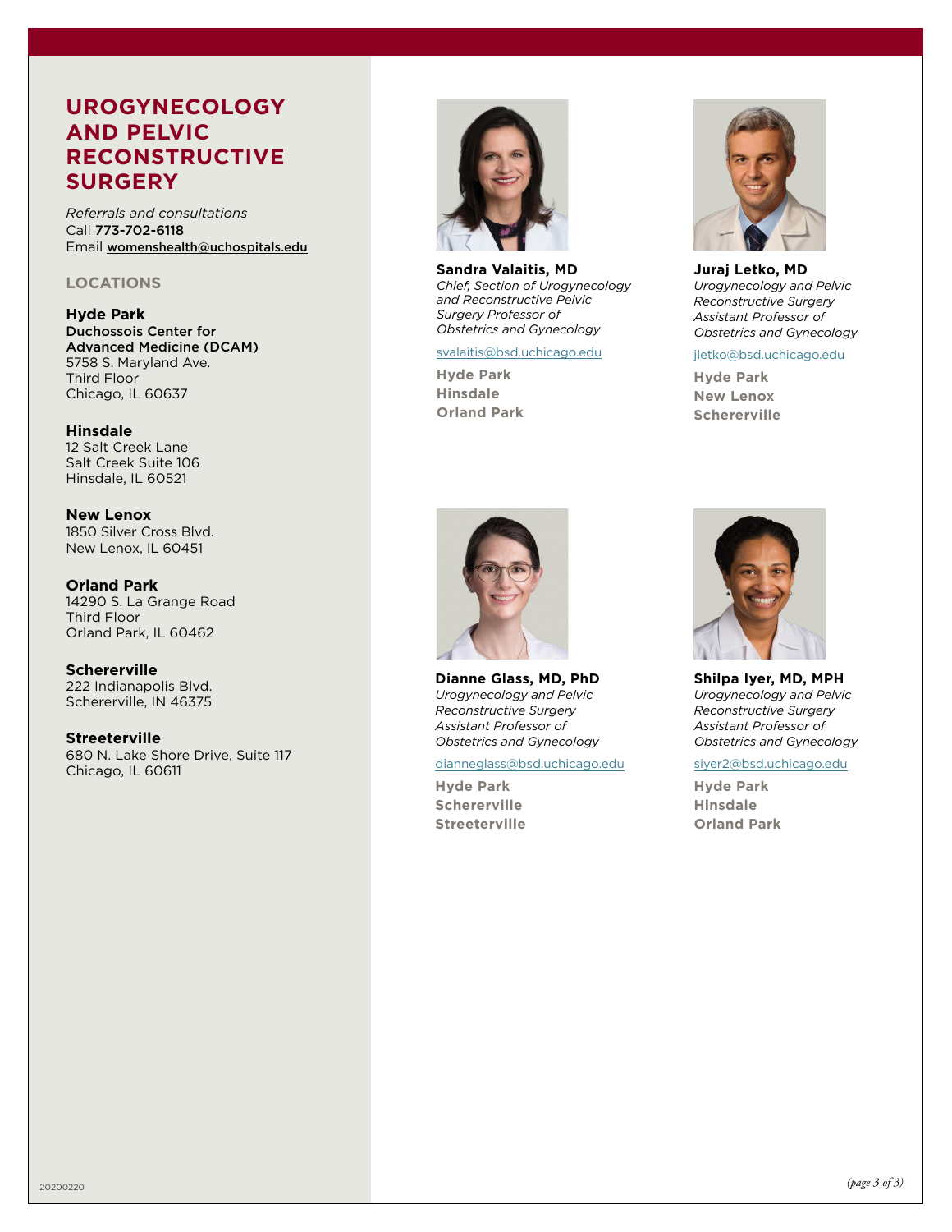# UROGYNECOLOGY AND PELVIC RECONSTRUCTIVE SURGERY

*Referrals and consultations*
Call **773-702-6118**
Email **womenshealth@uchospitals.edu**

## LOCATIONS

**Hyde Park**
**Duchossois Center for Advanced Medicine (DCAM)**
5758 S. Maryland Ave.
Third Floor
Chicago, IL 60637

**Hinsdale**
12 Salt Creek Lane
Salt Creek Suite 106
Hinsdale, IL 60521

**New Lenox**
1850 Silver Cross Blvd.
New Lenox, IL 60451

**Orland Park**
14290 S. La Grange Road
Third Floor
Orland Park, IL 60462

**Schererville**
222 Indianapolis Blvd.
Schererville, IN 46375

**Streeterville**
680 N. Lake Shore Drive, Suite 117
Chicago, IL 60611

**Sandra Valaitis, MD**
*Chief, Section of Urogynecology and Reconstructive Pelvic Surgery Professor of Obstetrics and Gynecology*
svalaitis@bsd.uchicago.edu
**Hyde Park**
**Hinsdale**
**Orland Park**

**Juraj Letko, MD**
*Urogynecology and Pelvic Reconstructive Surgery Assistant Professor of Obstetrics and Gynecology*
jletko@bsd.uchicago.edu
**Hyde Park**
**New Lenox**
**Schererville**

**Dianne Glass, MD, PhD**
*Urogynecology and Pelvic Reconstructive Surgery Assistant Professor of Obstetrics and Gynecology*
dianneglass@bsd.uchicago.edu
**Hyde Park**
**Schererville**
**Streeterville**

**Shilpa Iyer, MD, MPH**
*Urogynecology and Pelvic Reconstructive Surgery Assistant Professor of Obstetrics and Gynecology*
siyer2@bsd.uchicago.edu
**Hyde Park**
**Hinsdale**
**Orland Park**

20200220